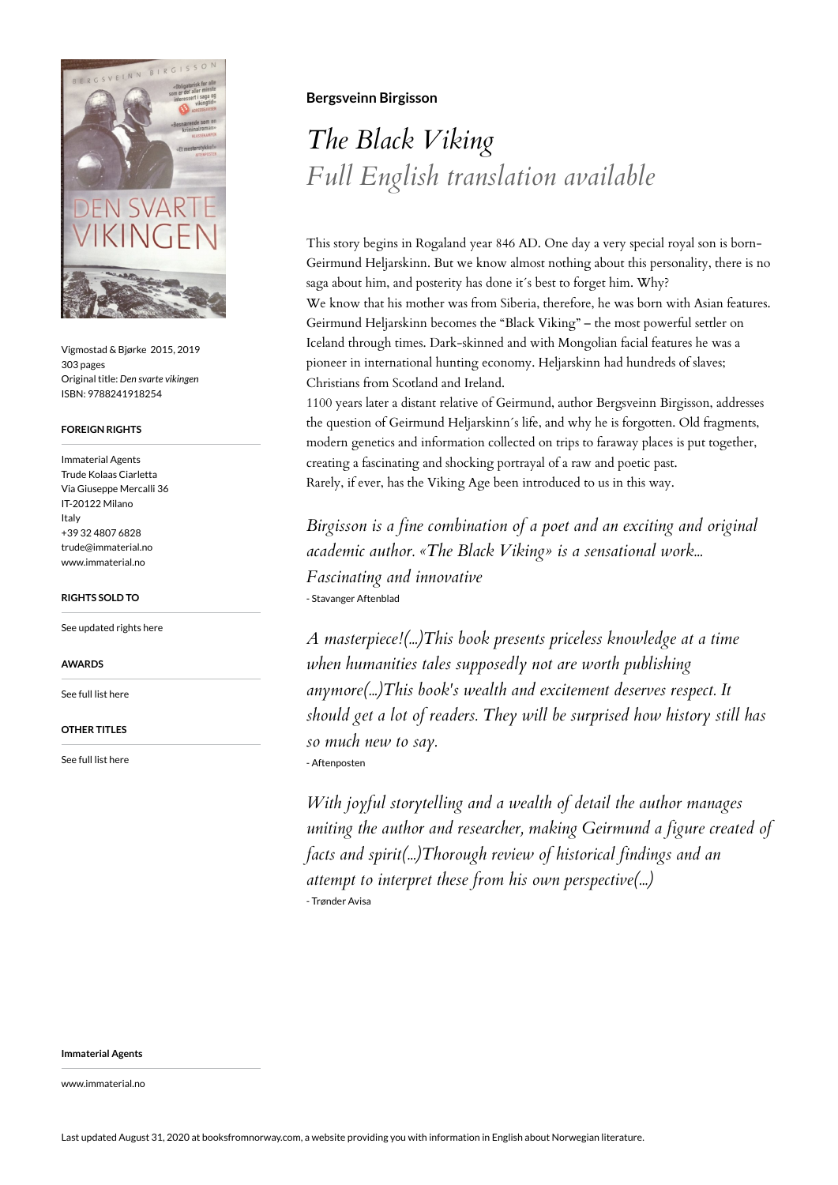Vigmostad & Bjørke 2015, 2019
303 pages
Original title: *Den svarte vikingen*
ISBN: 9788241918254

#### FOREIGN RIGHTS

Immaterial Agents
Trude Kolaas Ciarletta
Via Giuseppe Mercalli 36
IT-20122 Milano
Italy
+39 32 4807 6828
trude@immaterial.no
www.immaterial.no

#### RIGHTS SOLD TO

See updated rights here

#### AWARDS

See full list here

#### OTHER TITLES

See full list here

**Bergsveinn Birgisson**

# *The Black Viking*
## *Full English translation available*

This story begins in Rogaland year 846 AD. One day a very special royal son is born- Geirmund Heljarskinn. But we know almost nothing about this personality, there is no saga about him, and posterity has done it´s best to forget him. Why?
We know that his mother was from Siberia, therefore, he was born with Asian features. Geirmund Heljarskinn becomes the "Black Viking" – the most powerful settler on Iceland through times. Dark-skinned and with Mongolian facial features he was a pioneer in international hunting economy. Heljarskinn had hundreds of slaves; Christians from Scotland and Ireland.
1100 years later a distant relative of Geirmund, author Bergsveinn Birgisson, addresses the question of Geirmund Heljarskinn´s life, and why he is forgotten. Old fragments, modern genetics and information collected on trips to faraway places is put together, creating a fascinating and shocking portrayal of a raw and poetic past.
Rarely, if ever, has the Viking Age been introduced to us in this way.

*Birgisson is a fine combination of a poet and an exciting and original academic author. «The Black Viking» is a sensational work... Fascinating and innovative*
- Stavanger Aftenblad

*A masterpiece!(...)This book presents priceless knowledge at a time when humanities tales supposedly not are worth publishing anymore(...)This book's wealth and excitement deserves respect. It should get a lot of readers. They will be surprised how history still has so much new to say.*
- Aftenposten

*With joyful storytelling and a wealth of detail the author manages uniting the author and researcher, making Geirmund a figure created of facts and spirit(...)Thorough review of historical findings and an attempt to interpret these from his own perspective(...)*
- Trønder Avisa

**Immaterial Agents**

www.immaterial.no

Last updated August 31, 2020 at booksfromnorway.com, a website providing you with information in English about Norwegian literature.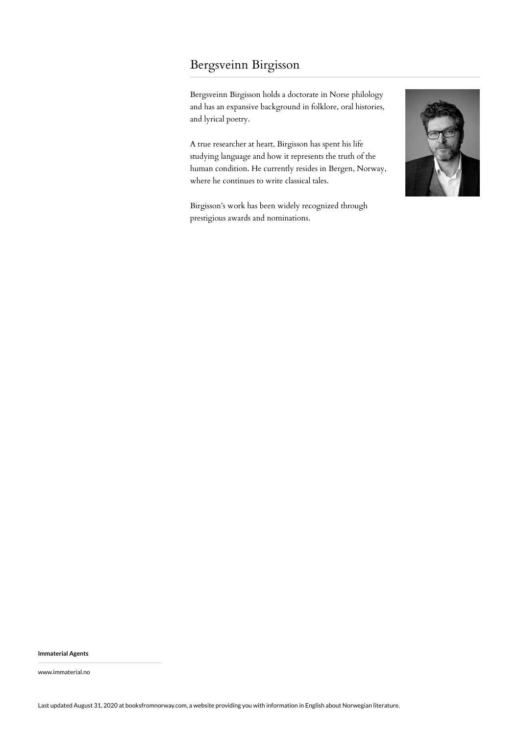# Bergsveinn Birgisson

Bergsveinn Birgisson holds a doctorate in Norse philology and has an expansive background in folklore, oral histories, and lyrical poetry.

A true researcher at heart, Birgisson has spent his life studying language and how it represents the truth of the human condition. He currently resides in Bergen, Norway, where he continues to write classical tales.

Birgisson's work has been widely recognized through prestigious awards and nominations.

**Immaterial Agents**

www.immaterial.no

Last updated August 31, 2020 at booksfromnorway.com, a website providing you with information in English about Norwegian literature.